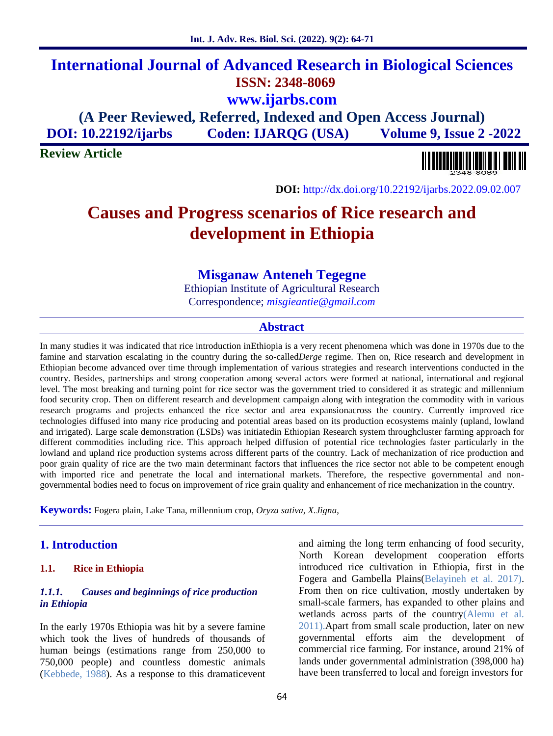# International Journal of Advanced Research in Biological Sciences

**ISSN: 2348-8069**

**www.ijarbs.com**

**(A Peer Reviewed, Referred, Indexed and Open Access Journal)**

**DOI: 10.22192/ijarbs Coden: IJARQG (USA) Volume 9, Issue 2 -2022**

**Review Article**

**DOI:** http://dx.doi.org/10.22192/ijarbs.2022.09.02.007

# Causes and Progress scenarios of Rice research and development in Ethiopia

**Misganaw Anteneh Tegegne**

Ethiopian Institute of Agricultural Research

Correspondence; *misgieantie@gmail.com*

## Abstract

In many studies it was indicated that rice introduction inEthiopia is a very recent phenomena which was done in 1970s due to the famine and starvation escalating in the country during the so-called*Derge* regime. Then on, Rice research and development in Ethiopian become advanced over time through implementation of various strategies and research interventions conducted in the country. Besides, partnerships and strong cooperation among several actors were formed at national, international and regional level. The most breaking and turning point for rice sector was the government tried to considered it as strategic and millennium food security crop. Then on different research and development campaign along with integration the commodity with in various research programs and projects enhanced the rice sector and area expansionacross the country. Currently improved rice technologies diffused into many rice producing and potential areas based on its production ecosystems mainly (upland, lowland and irrigated). Large scale demonstration (LSDs) was initiatedin Ethiopian Research system throughcluster farming approach for different commodities including rice. This approach helped diffusion of potential rice technologies faster particularly in the lowland and upland rice production systems across different parts of the country. Lack of mechanization of rice production and poor grain quality of rice are the two main determinant factors that influences the rice sector not able to be competent enough with imported rice and penetrate the local and international markets. Therefore, the respective governmental and non-governmental bodies need to focus on improvement of rice grain quality and enhancement of rice mechanization in the country.

**Keywords:** Fogera plain, Lake Tana, millennium crop, *Oryza sativa*, *X.Jigna*,

## 1. Introduction

### 1.1. Rice in Ethiopia

#### *1.1.1. Causes and beginnings of rice production in Ethiopia*

In the early 1970s Ethiopia was hit by a severe famine which took the lives of hundreds of thousands of human beings (estimations range from 250,000 to 750,000 people) and countless domestic animals (Kebbede, 1988). As a response to this dramaticevent and aiming the long term enhancing of food security, North Korean development cooperation efforts introduced rice cultivation in Ethiopia, first in the Fogera and Gambella Plains(Belayineh et al. 2017). From then on rice cultivation, mostly undertaken by small-scale farmers, has expanded to other plains and wetlands across parts of the country(Alemu et al. 2011).Apart from small scale production, later on new governmental efforts aim the development of commercial rice farming. For instance, around 21% of lands under governmental administration (398,000 ha) have been transferred to local and foreign investors for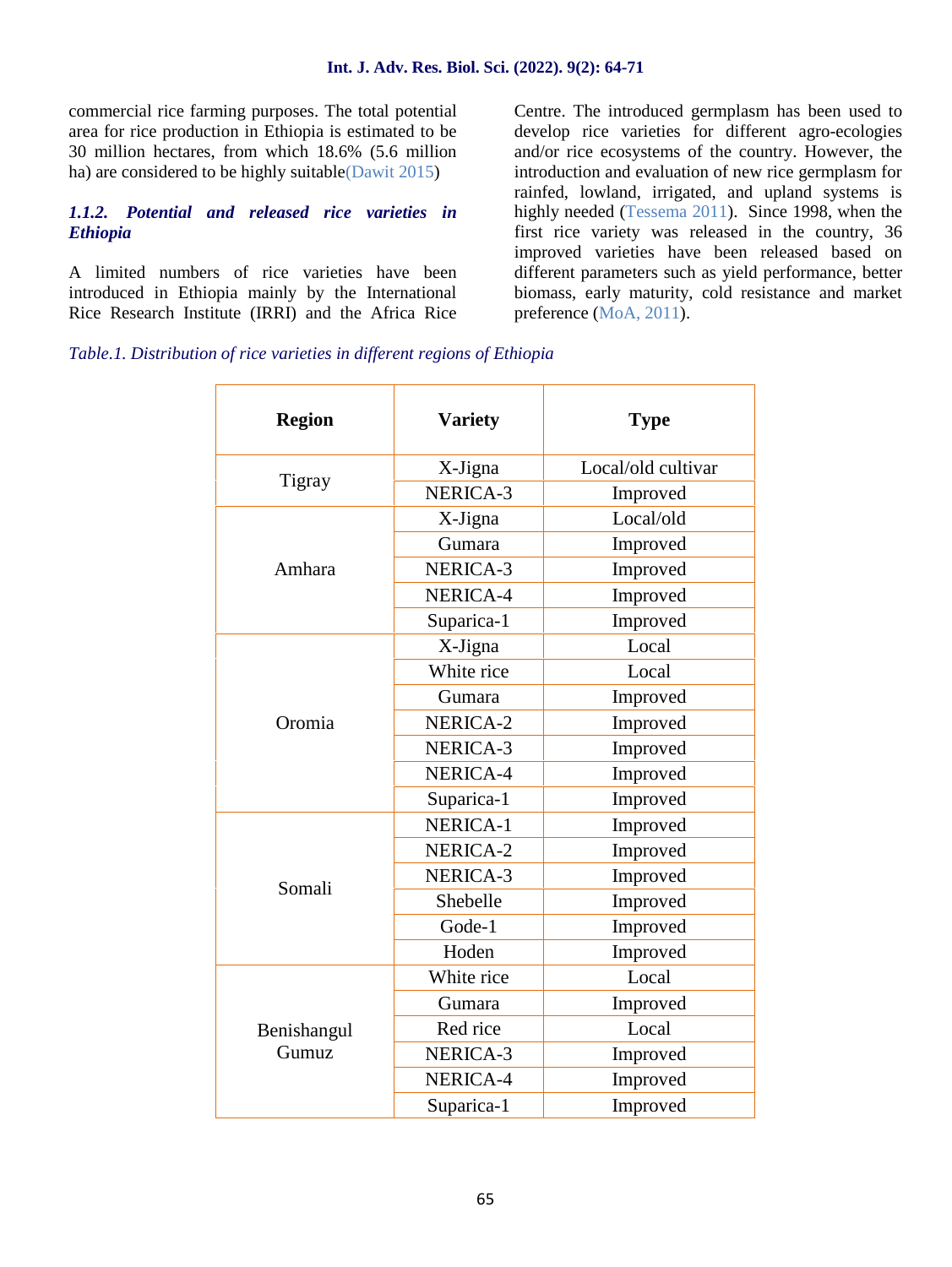commercial rice farming purposes. The total potential area for rice production in Ethiopia is estimated to be 30 million hectares, from which 18.6% (5.6 million ha) are considered to be highly suitable(Dawit 2015)

#### *1.1.2. Potential and released rice varieties in Ethiopia*

A limited numbers of rice varieties have been introduced in Ethiopia mainly by the International Rice Research Institute (IRRI) and the Africa Rice Centre. The introduced germplasm has been used to develop rice varieties for different agro-ecologies and/or rice ecosystems of the country. However, the introduction and evaluation of new rice germplasm for rainfed, lowland, irrigated, and upland systems is highly needed (Tessema 2011). Since 1998, when the first rice variety was released in the country, 36 improved varieties have been released based on different parameters such as yield performance, better biomass, early maturity, cold resistance and market preference (MoA, 2011).

*Table.1. Distribution of rice varieties in different regions of Ethiopia*

| Region | Variety | Type |
|---|---|---|
| Tigray | X-Jigna | Local/old cultivar |
| | NERICA-3 | Improved |
| Amhara | X-Jigna | Local/old |
| | Gumara | Improved |
| | NERICA-3 | Improved |
| | NERICA-4 | Improved |
| | Suparica-1 | Improved |
| Oromia | X-Jigna | Local |
| | White rice | Local |
| | Gumara | Improved |
| | NERICA-2 | Improved |
| | NERICA-3 | Improved |
| | NERICA-4 | Improved |
| | Suparica-1 | Improved |
| Somali | NERICA-1 | Improved |
| | NERICA-2 | Improved |
| | NERICA-3 | Improved |
| | Shebelle | Improved |
| | Gode-1 | Improved |
| | Hoden | Improved |
| Benishangul Gumuz | White rice | Local |
| | Gumara | Improved |
| | Red rice | Local |
| | NERICA-3 | Improved |
| | NERICA-4 | Improved |
| | Suparica-1 | Improved |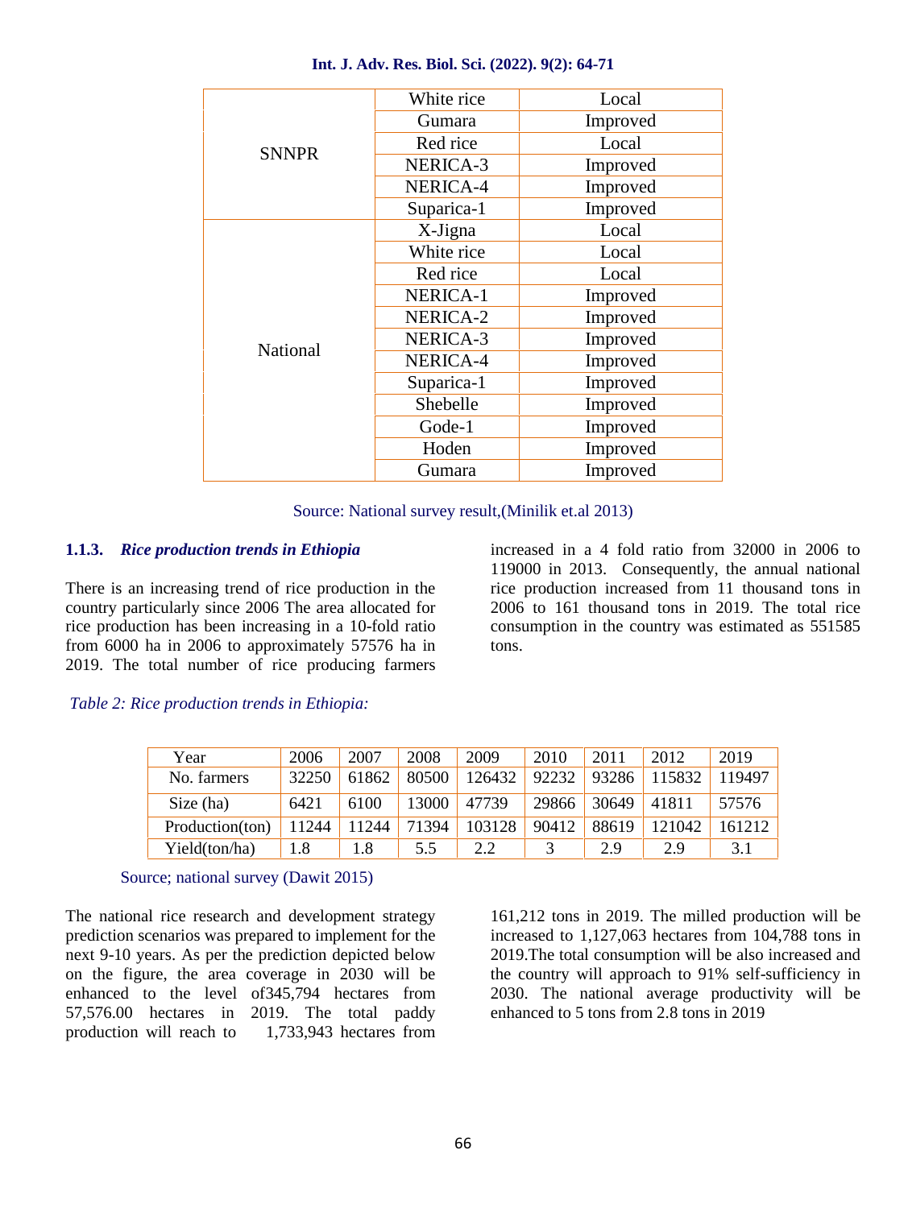| | | |
|---|---|---|
| SNNPR | White rice | Local |
| | Gumara | Improved |
| | Red rice | Local |
| | NERICA-3 | Improved |
| | NERICA-4 | Improved |
| | Suparica-1 | Improved |
| National | X-Jigna | Local |
| | White rice | Local |
| | Red rice | Local |
| | NERICA-1 | Improved |
| | NERICA-2 | Improved |
| | NERICA-3 | Improved |
| | NERICA-4 | Improved |
| | Suparica-1 | Improved |
| | Shebelle | Improved |
| | Gode-1 | Improved |
| | Hoden | Improved |
| | Gumara | Improved |

Source: National survey result,(Minilik et.al 2013)

### 1.1.3. *Rice production trends in Ethiopia*

There is an increasing trend of rice production in the country particularly since 2006 The area allocated for rice production has been increasing in a 10-fold ratio from 6000 ha in 2006 to approximately 57576 ha in 2019. The total number of rice producing farmers increased in a 4 fold ratio from 32000 in 2006 to 119000 in 2013. Consequently, the annual national rice production increased from 11 thousand tons in 2006 to 161 thousand tons in 2019. The total rice consumption in the country was estimated as 551585 tons.

*Table 2: Rice production trends in Ethiopia:*

| Year | 2006 | 2007 | 2008 | 2009 | 2010 | 2011 | 2012 | 2019 |
|---|---|---|---|---|---|---|---|---|
| No. farmers | 32250 | 61862 | 80500 | 126432 | 92232 | 93286 | 115832 | 119497 |
| Size (ha) | 6421 | 6100 | 13000 | 47739 | 29866 | 30649 | 41811 | 57576 |
| Production(ton) | 11244 | 11244 | 71394 | 103128 | 90412 | 88619 | 121042 | 161212 |
| Yield(ton/ha) | 1.8 | 1.8 | 5.5 | 2.2 | 3 | 2.9 | 2.9 | 3.1 |

Source; national survey (Dawit 2015)

The national rice research and development strategy prediction scenarios was prepared to implement for the next 9-10 years. As per the prediction depicted below on the figure, the area coverage in 2030 will be enhanced to the level of345,794 hectares from 57,576.00 hectares in 2019. The total paddy production will reach to 1,733,943 hectares from 161,212 tons in 2019. The milled production will be increased to 1,127,063 hectares from 104,788 tons in 2019.The total consumption will be also increased and the country will approach to 91% self-sufficiency in 2030. The national average productivity will be enhanced to 5 tons from 2.8 tons in 2019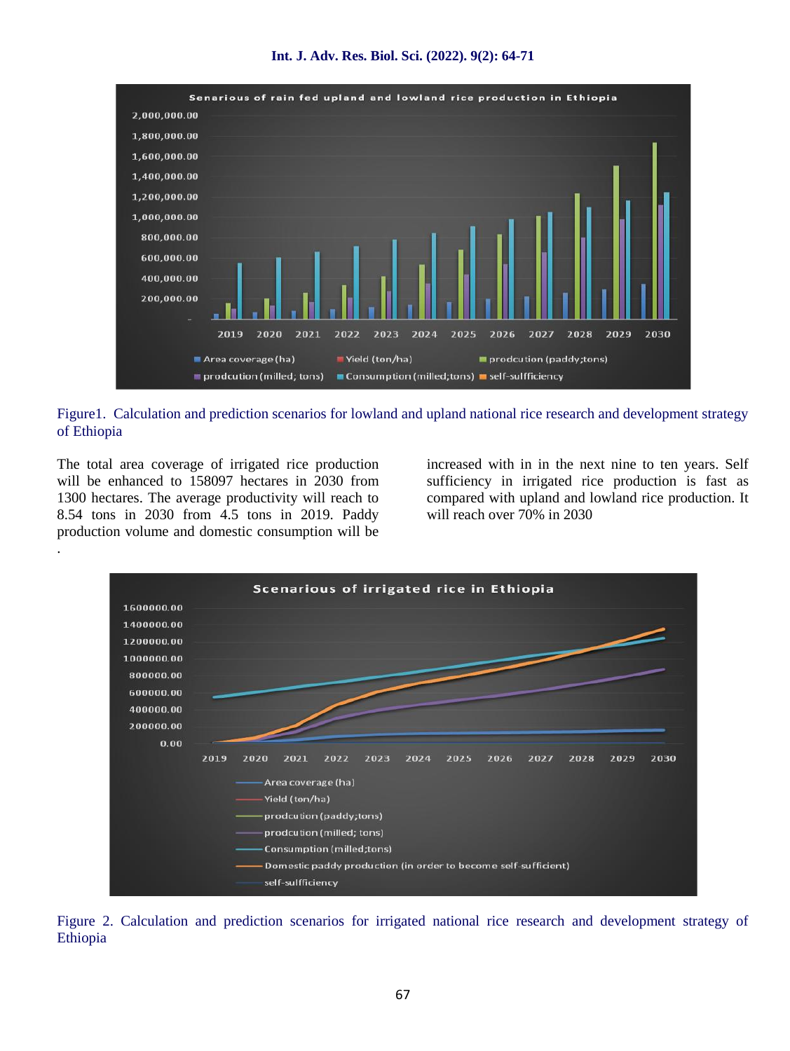Figure1. Calculation and prediction scenarios for lowland and upland national rice research and development strategy of Ethiopia

The total area coverage of irrigated rice production will be enhanced to 158097 hectares in 2030 from 1300 hectares. The average productivity will reach to 8.54 tons in 2030 from 4.5 tons in 2019. Paddy production volume and domestic consumption will be increased with in in the next nine to ten years. Self sufficiency in irrigated rice production is fast as compared with upland and lowland rice production. It will reach over 70% in 2030

Figure 2. Calculation and prediction scenarios for irrigated national rice research and development strategy of Ethiopia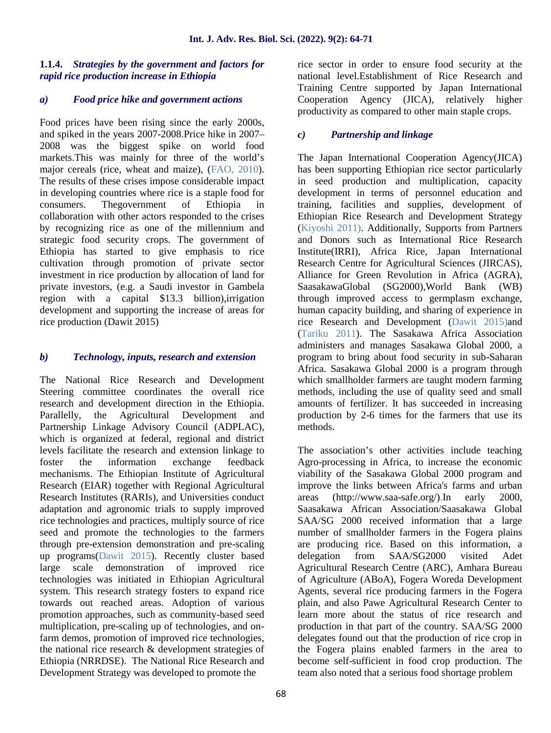#### 1.1.4. *Strategies by the government and factors for rapid rice production increase in Ethiopia*

##### *a) Food price hike and government actions*

Food prices have been rising since the early 2000s, and spiked in the years 2007-2008.Price hike in 2007–2008 was the biggest spike on world food markets.This was mainly for three of the world's major cereals (rice, wheat and maize), (FAO, 2010). The results of these crises impose considerable impact in developing countries where rice is a staple food for consumers. Thegovernment of Ethiopia in collaboration with other actors responded to the crises by recognizing rice as one of the millennium and strategic food security crops. The government of Ethiopia has started to give emphasis to rice cultivation through promotion of private sector investment in rice production by allocation of land for private investors, (e.g. a Saudi investor in Gambela region with a capital $13.3 billion),irrigation development and supporting the increase of areas for rice production (Dawit 2015)

##### *b) Technology, inputs, research and extension*

The National Rice Research and Development Steering committee coordinates the overall rice research and development direction in the Ethiopia. Parallelly, the Agricultural Development and Partnership Linkage Advisory Council (ADPLAC), which is organized at federal, regional and district levels facilitate the research and extension linkage to foster the information exchange feedback mechanisms. The Ethiopian Institute of Agricultural Research (EIAR) together with Regional Agricultural Research Institutes (RARIs), and Universities conduct adaptation and agronomic trials to supply improved rice technologies and practices, multiply source of rice seed and promote the technologies to the farmers through pre-extension demonstration and pre-scaling up programs(Dawit 2015). Recently cluster based large scale demonstration of improved rice technologies was initiated in Ethiopian Agricultural system. This research strategy fosters to expand rice towards out reached areas. Adoption of various promotion approaches, such as community-based seed multiplication, pre-scaling up of technologies, and on-farm demos, promotion of improved rice technologies, the national rice research & development strategies of Ethiopia (NRRDSE). The National Rice Research and Development Strategy was developed to promote the rice sector in order to ensure food security at the national level.Establishment of Rice Research and Training Centre supported by Japan International Cooperation Agency (JICA), relatively higher productivity as compared to other main staple crops.

##### *c) Partnership and linkage*

The Japan International Cooperation Agency(JICA) has been supporting Ethiopian rice sector particularly in seed production and multiplication, capacity development in terms of personnel education and training, facilities and supplies, development of Ethiopian Rice Research and Development Strategy (Kiyoshi 2011). Additionally, Supports from Partners and Donors such as International Rice Research Institute(IRRI), Africa Rice, Japan International Research Centre for Agricultural Sciences (JIRCAS), Alliance for Green Revolution in Africa (AGRA), SaasakawaGlobal (SG2000),World Bank (WB) through improved access to germplasm exchange, human capacity building, and sharing of experience in rice Research and Development (Dawit 2015)and (Tariku 2011). The Sasakawa Africa Association administers and manages Sasakawa Global 2000, a program to bring about food security in sub-Saharan Africa. Sasakawa Global 2000 is a program through which smallholder farmers are taught modern farming methods, including the use of quality seed and small amounts of fertilizer. It has succeeded in increasing production by 2-6 times for the farmers that use its methods.

The association's other activities include teaching Agro-processing in Africa, to increase the economic viability of the Sasakawa Global 2000 program and improve the links between Africa's farms and urban areas (http://www.saa-safe.org/).In early 2000, Saasakawa African Association/Saasakawa Global SAA/SG 2000 received information that a large number of smallholder farmers in the Fogera plains are producing rice. Based on this information, a delegation from SAA/SG2000 visited Adet Agricultural Research Centre (ARC), Amhara Bureau of Agriculture (ABoA), Fogera Woreda Development Agents, several rice producing farmers in the Fogera plain, and also Pawe Agricultural Research Center to learn more about the status of rice research and production in that part of the country. SAA/SG 2000 delegates found out that the production of rice crop in the Fogera plains enabled farmers in the area to become self-sufficient in food crop production. The team also noted that a serious food shortage problem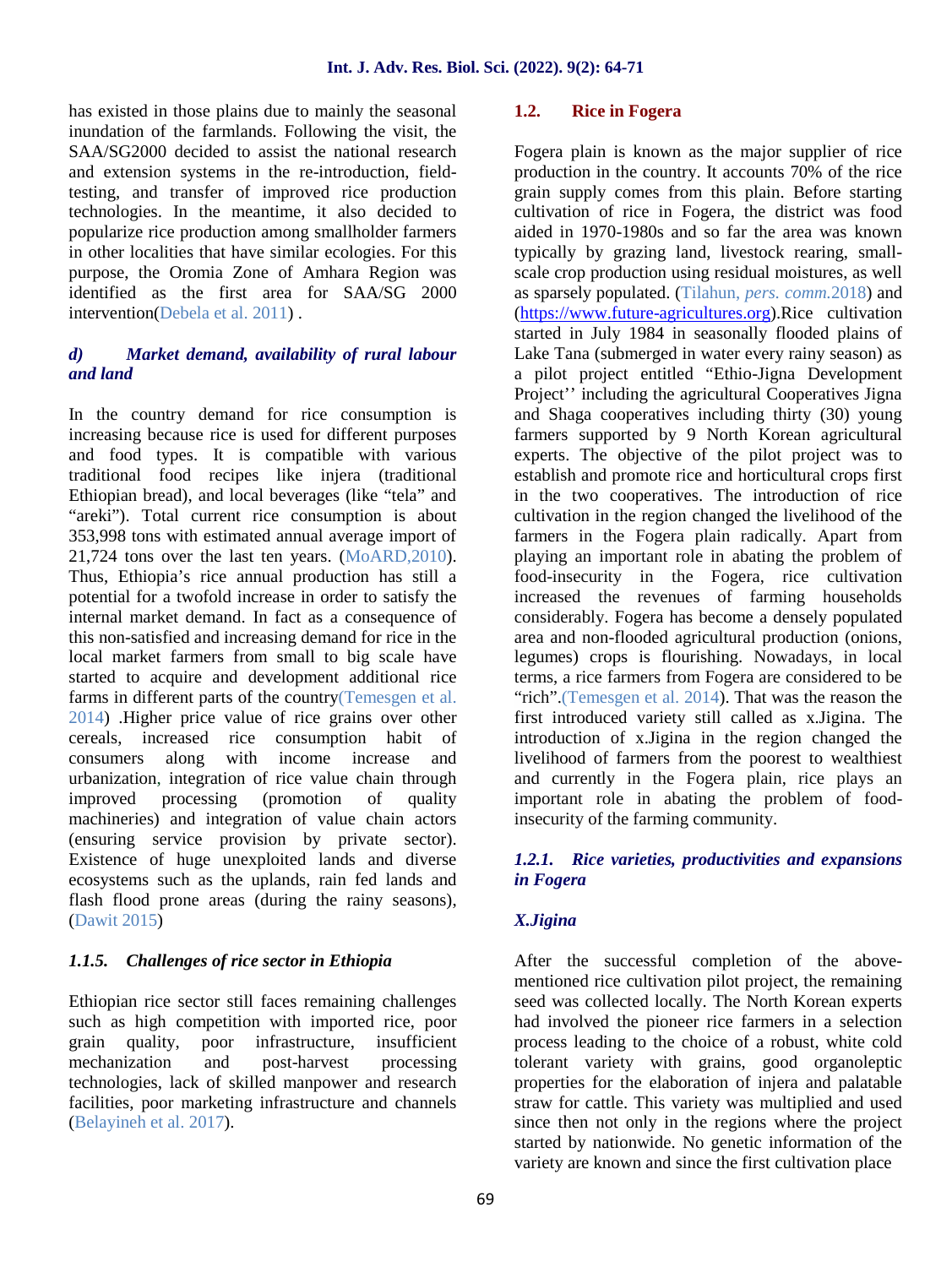has existed in those plains due to mainly the seasonal inundation of the farmlands. Following the visit, the SAA/SG2000 decided to assist the national research and extension systems in the re-introduction, field-testing, and transfer of improved rice production technologies. In the meantime, it also decided to popularize rice production among smallholder farmers in other localities that have similar ecologies. For this purpose, the Oromia Zone of Amhara Region was identified as the first area for SAA/SG 2000 intervention(Debela et al. 2011) .

#### *d) Market demand, availability of rural labour and land*

In the country demand for rice consumption is increasing because rice is used for different purposes and food types. It is compatible with various traditional food recipes like injera (traditional Ethiopian bread), and local beverages (like "tela" and "areki"). Total current rice consumption is about 353,998 tons with estimated annual average import of 21,724 tons over the last ten years. (MoARD,2010). Thus, Ethiopia's rice annual production has still a potential for a twofold increase in order to satisfy the internal market demand. In fact as a consequence of this non-satisfied and increasing demand for rice in the local market farmers from small to big scale have started to acquire and development additional rice farms in different parts of the country(Temesgen et al. 2014) .Higher price value of rice grains over other cereals, increased rice consumption habit of consumers along with income increase and urbanization, integration of rice value chain through improved processing (promotion of quality machineries) and integration of value chain actors (ensuring service provision by private sector). Existence of huge unexploited lands and diverse ecosystems such as the uplands, rain fed lands and flash flood prone areas (during the rainy seasons), (Dawit 2015)

### *1.1.5. Challenges of rice sector in Ethiopia*

Ethiopian rice sector still faces remaining challenges such as high competition with imported rice, poor grain quality, poor infrastructure, insufficient mechanization and post-harvest processing technologies, lack of skilled manpower and research facilities, poor marketing infrastructure and channels (Belayineh et al. 2017).

## 1.2. Rice in Fogera

Fogera plain is known as the major supplier of rice production in the country. It accounts 70% of the rice grain supply comes from this plain. Before starting cultivation of rice in Fogera, the district was food aided in 1970-1980s and so far the area was known typically by grazing land, livestock rearing, small-scale crop production using residual moistures, as well as sparsely populated. (Tilahun, *pers. comm.*2018) and (https://www.future-agricultures.org).Rice cultivation started in July 1984 in seasonally flooded plains of Lake Tana (submerged in water every rainy season) as a pilot project entitled "Ethio-Jigna Development Project'' including the agricultural Cooperatives Jigna and Shaga cooperatives including thirty (30) young farmers supported by 9 North Korean agricultural experts. The objective of the pilot project was to establish and promote rice and horticultural crops first in the two cooperatives. The introduction of rice cultivation in the region changed the livelihood of the farmers in the Fogera plain radically. Apart from playing an important role in abating the problem of food-insecurity in the Fogera, rice cultivation increased the revenues of farming households considerably. Fogera has become a densely populated area and non-flooded agricultural production (onions, legumes) crops is flourishing. Nowadays, in local terms, a rice farmers from Fogera are considered to be "rich".(Temesgen et al. 2014). That was the reason the first introduced variety still called as x.Jigina. The introduction of x.Jigina in the region changed the livelihood of farmers from the poorest to wealthiest and currently in the Fogera plain, rice plays an important role in abating the problem of food-insecurity of the farming community.

### *1.2.1. Rice varieties, productivities and expansions in Fogera*

#### *X.Jigina*

After the successful completion of the above-mentioned rice cultivation pilot project, the remaining seed was collected locally. The North Korean experts had involved the pioneer rice farmers in a selection process leading to the choice of a robust, white cold tolerant variety with grains, good organoleptic properties for the elaboration of injera and palatable straw for cattle. This variety was multiplied and used since then not only in the regions where the project started by nationwide. No genetic information of the variety are known and since the first cultivation place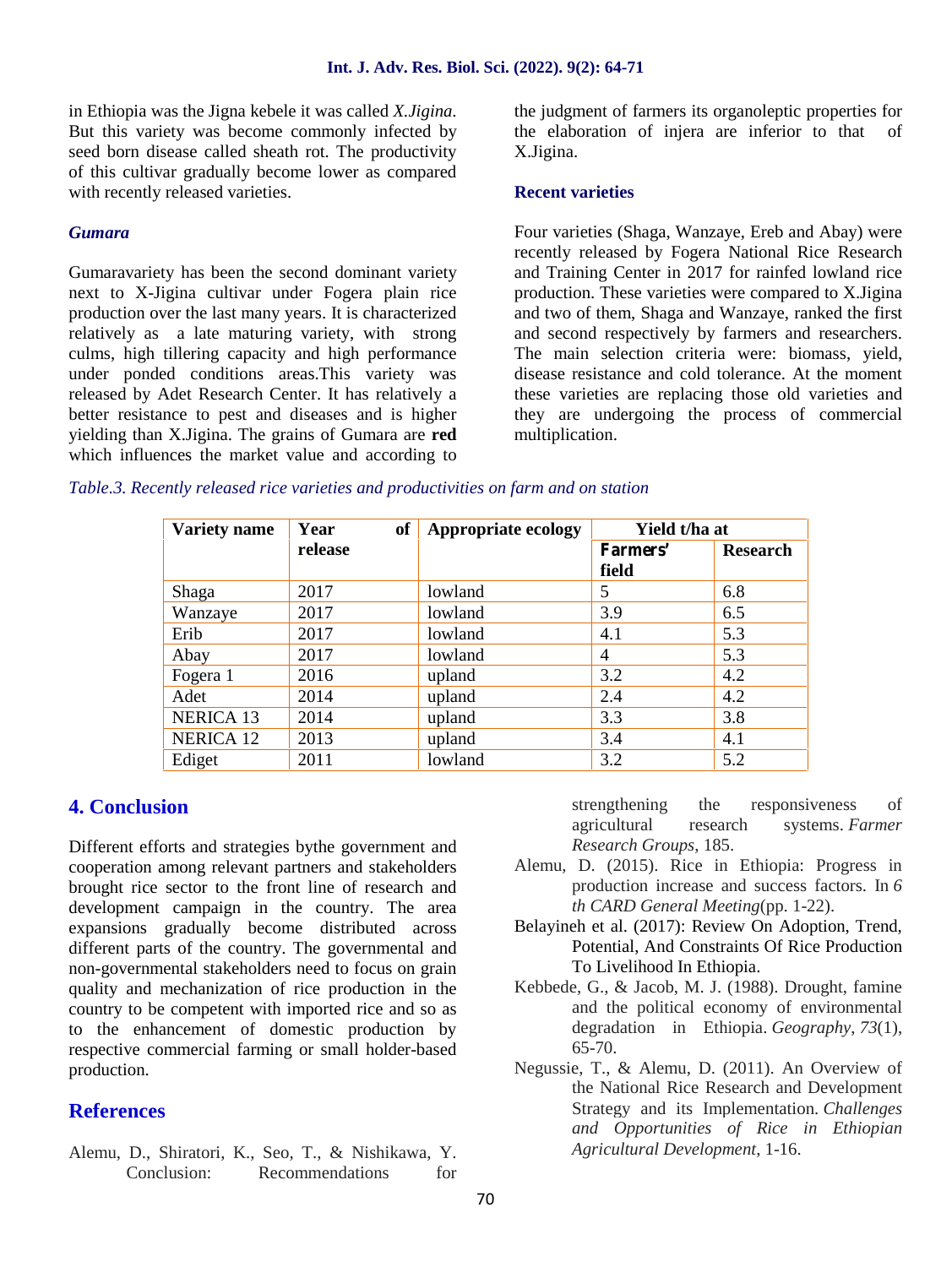in Ethiopia was the Jigna kebele it was called *X.Jigina*. But this variety was become commonly infected by seed born disease called sheath rot. The productivity of this cultivar gradually become lower as compared with recently released varieties.

### *Gumara*

Gumaravariety has been the second dominant variety next to X-Jigina cultivar under Fogera plain rice production over the last many years. It is characterized relatively as a late maturing variety, with strong culms, high tillering capacity and high performance under ponded conditions areas.This variety was released by Adet Research Center. It has relatively a better resistance to pest and diseases and is higher yielding than X.Jigina. The grains of Gumara are **red** which influences the market value and according to the judgment of farmers its organoleptic properties for the elaboration of injera are inferior to that of X.Jigina.

### Recent varieties

Four varieties (Shaga, Wanzaye, Ereb and Abay) were recently released by Fogera National Rice Research and Training Center in 2017 for rainfed lowland rice production. These varieties were compared to X.Jigina and two of them, Shaga and Wanzaye, ranked the first and second respectively by farmers and researchers. The main selection criteria were: biomass, yield, disease resistance and cold tolerance. At the moment these varieties are replacing those old varieties and they are undergoing the process of commercial multiplication.

*Table.3. Recently released rice varieties and productivities on farm and on station*

| Variety name | Year of release | Appropriate ecology | Yield t/ha at | |
|---|---|---|---|---|
| | | | Farmers' field | Research |
| Shaga | 2017 | lowland | 5 | 6.8 |
| Wanzaye | 2017 | lowland | 3.9 | 6.5 |
| Erib | 2017 | lowland | 4.1 | 5.3 |
| Abay | 2017 | lowland | 4 | 5.3 |
| Fogera 1 | 2016 | upland | 3.2 | 4.2 |
| Adet | 2014 | upland | 2.4 | 4.2 |
| NERICA 13 | 2014 | upland | 3.3 | 3.8 |
| NERICA 12 | 2013 | upland | 3.4 | 4.1 |
| Ediget | 2011 | lowland | 3.2 | 5.2 |

## 4. Conclusion

Different efforts and strategies bythe government and cooperation among relevant partners and stakeholders brought rice sector to the front line of research and development campaign in the country. The area expansions gradually become distributed across different parts of the country. The governmental and non-governmental stakeholders need to focus on grain quality and mechanization of rice production in the country to be competent with imported rice and so as to the enhancement of domestic production by respective commercial farming or small holder-based production.

## References

Alemu, D., Shiratori, K., Seo, T., & Nishikawa, Y. Conclusion: Recommendations for strengthening the responsiveness of agricultural research systems. *Farmer Research Groups*, 185.

Alemu, D. (2015). Rice in Ethiopia: Progress in production increase and success factors. In *6 th CARD General Meeting*(pp. 1-22).

Belayineh et al. (2017): Review On Adoption, Trend, Potential, And Constraints Of Rice Production To Livelihood In Ethiopia.

Kebbede, G., & Jacob, M. J. (1988). Drought, famine and the political economy of environmental degradation in Ethiopia. *Geography*, *73*(1), 65-70.

Negussie, T., & Alemu, D. (2011). An Overview of the National Rice Research and Development Strategy and its Implementation. *Challenges and Opportunities of Rice in Ethiopian Agricultural Development*, 1-16.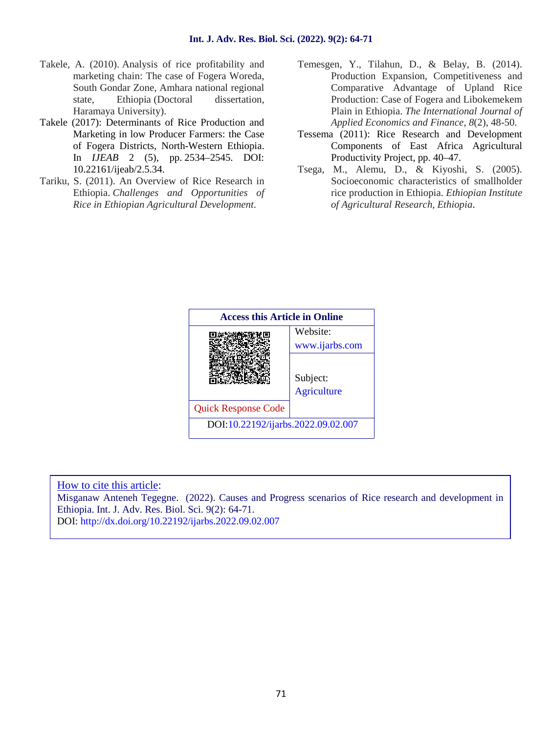Takele, A. (2010). Analysis of rice profitability and marketing chain: The case of Fogera Woreda, South Gondar Zone, Amhara national regional state, Ethiopia (Doctoral dissertation, Haramaya University).

Takele (2017): Determinants of Rice Production and Marketing in low Producer Farmers: the Case of Fogera Districts, North-Western Ethiopia. In *IJEAB* 2 (5), pp. 2534–2545. DOI: 10.22161/ijeab/2.5.34.

Tariku, S. (2011). An Overview of Rice Research in Ethiopia. *Challenges and Opportunities of Rice in Ethiopian Agricultural Development*.

Temesgen, Y., Tilahun, D., & Belay, B. (2014). Production Expansion, Competitiveness and Comparative Advantage of Upland Rice Production: Case of Fogera and Libokemekem Plain in Ethiopia. *The International Journal of Applied Economics and Finance*, *8*(2), 48-50.

Tessema (2011): Rice Research and Development Components of East Africa Agricultural Productivity Project, pp. 40–47.

Tsega, M., Alemu, D., & Kiyoshi, S. (2005). Socioeconomic characteristics of smallholder rice production in Ethiopia. *Ethiopian Institute of Agricultural Research, Ethiopia*.

| Access this Article in Online | |
|---|---|
| Quick Response Code | Website: www.ijarbs.com |
| | Subject: Agriculture |
| DOI:10.22192/ijarbs.2022.09.02.007 | |

How to cite this article:
Misganaw Anteneh Tegegne. (2022). Causes and Progress scenarios of Rice research and development in Ethiopia. Int. J. Adv. Res. Biol. Sci. 9(2): 64-71.
DOI: http://dx.doi.org/10.22192/ijarbs.2022.09.02.007